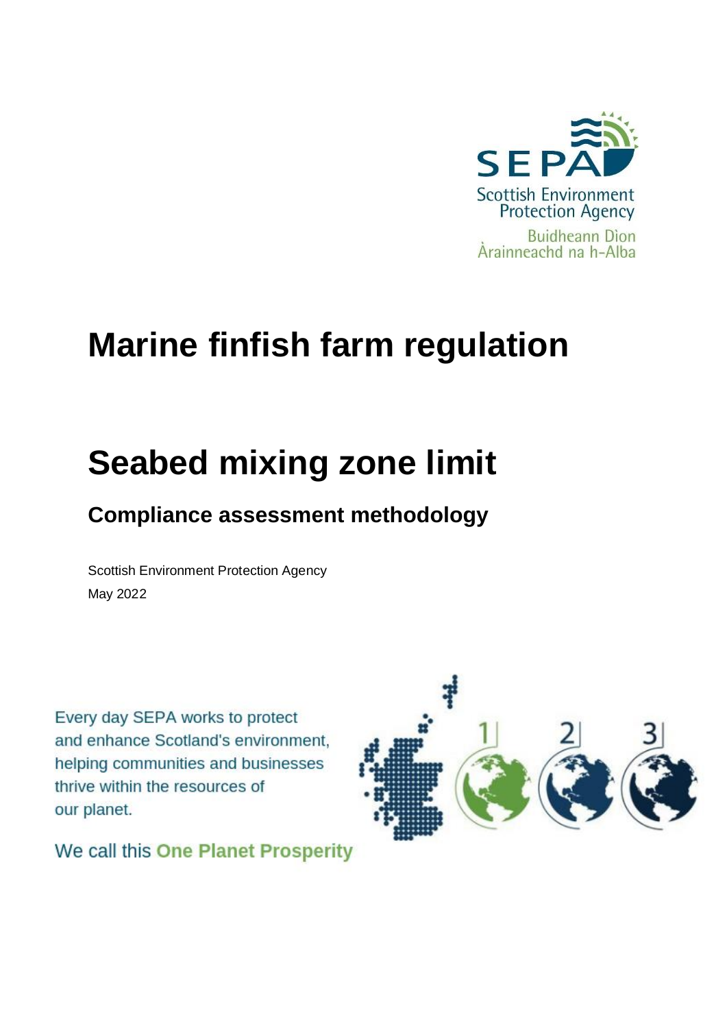SEPA
Scottish Environment Protection Agency
Buidheann Dìon Àrainneachd na h-Alba

# Marine finfish farm regulation

# Seabed mixing zone limit

## Compliance assessment methodology

Scottish Environment Protection Agency
May 2022

Every day SEPA works to protect and enhance Scotland's environment, helping communities and businesses thrive within the resources of our planet.

We call this **One Planet Prosperity**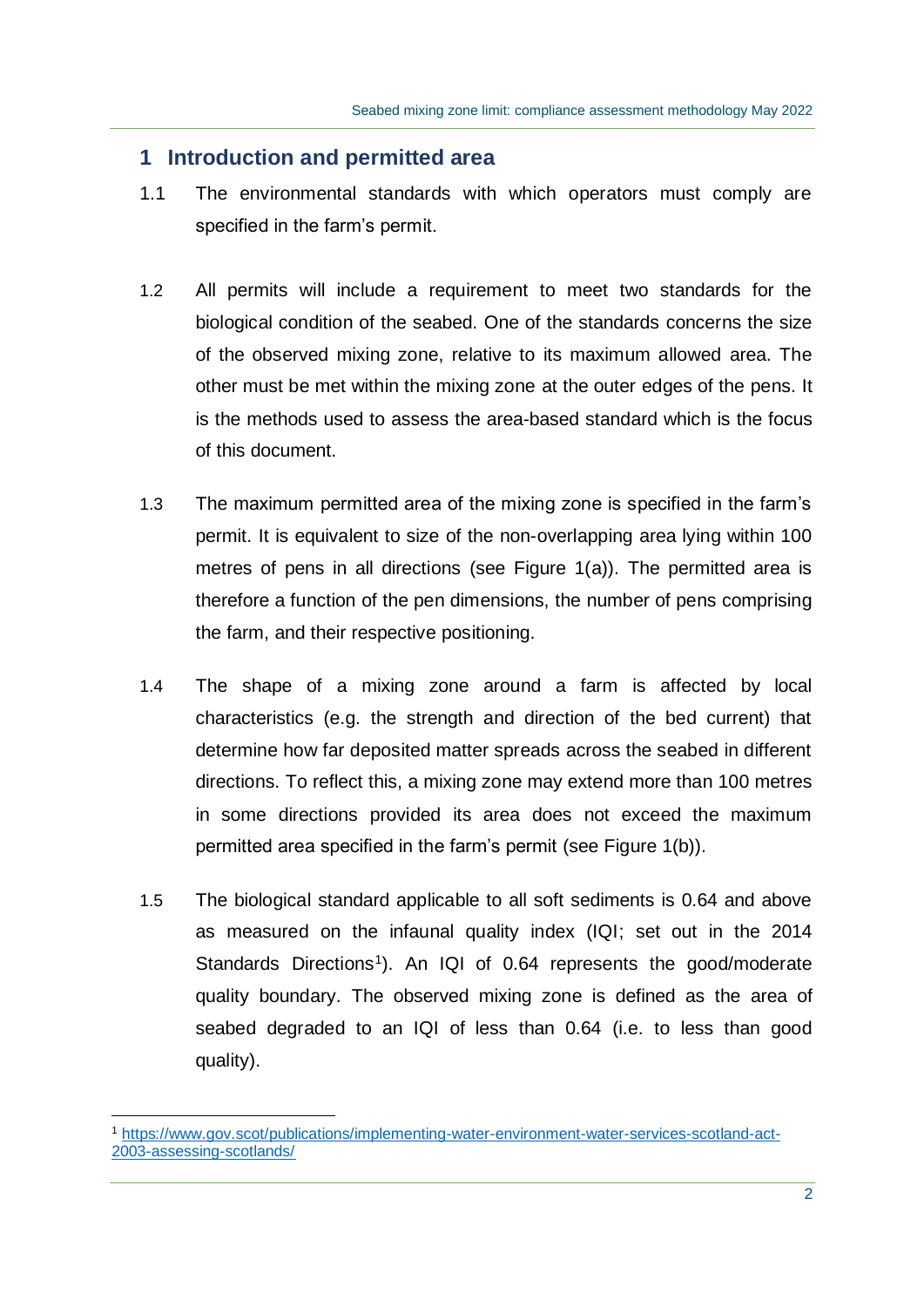## 1 Introduction and permitted area

1.1 The environmental standards with which operators must comply are specified in the farm's permit.

1.2 All permits will include a requirement to meet two standards for the biological condition of the seabed. One of the standards concerns the size of the observed mixing zone, relative to its maximum allowed area. The other must be met within the mixing zone at the outer edges of the pens. It is the methods used to assess the area-based standard which is the focus of this document.

1.3 The maximum permitted area of the mixing zone is specified in the farm's permit. It is equivalent to size of the non-overlapping area lying within 100 metres of pens in all directions (see Figure 1(a)). The permitted area is therefore a function of the pen dimensions, the number of pens comprising the farm, and their respective positioning.

1.4 The shape of a mixing zone around a farm is affected by local characteristics (e.g. the strength and direction of the bed current) that determine how far deposited matter spreads across the seabed in different directions. To reflect this, a mixing zone may extend more than 100 metres in some directions provided its area does not exceed the maximum permitted area specified in the farm's permit (see Figure 1(b)).

1.5 The biological standard applicable to all soft sediments is 0.64 and above as measured on the infaunal quality index (IQI; set out in the 2014 Standards Directions[1]). An IQI of 0.64 represents the good/moderate quality boundary. The observed mixing zone is defined as the area of seabed degraded to an IQI of less than 0.64 (i.e. to less than good quality).

---

[1] https://www.gov.scot/publications/implementing-water-environment-water-services-scotland-act-2003-assessing-scotlands/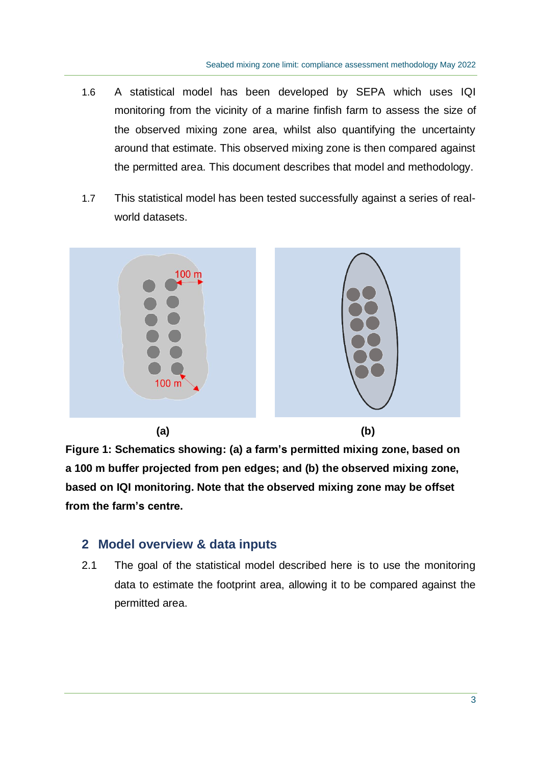1.6 A statistical model has been developed by SEPA which uses IQI monitoring from the vicinity of a marine finfish farm to assess the size of the observed mixing zone area, whilst also quantifying the uncertainty around that estimate. This observed mixing zone is then compared against the permitted area. This document describes that model and methodology.

1.7 This statistical model has been tested successfully against a series of real-world datasets.

(a) (b)

**Figure 1: Schematics showing: (a) a farm's permitted mixing zone, based on a 100 m buffer projected from pen edges; and (b) the observed mixing zone, based on IQI monitoring. Note that the observed mixing zone may be offset from the farm's centre.**

## 2 Model overview & data inputs

2.1 The goal of the statistical model described here is to use the monitoring data to estimate the footprint area, allowing it to be compared against the permitted area.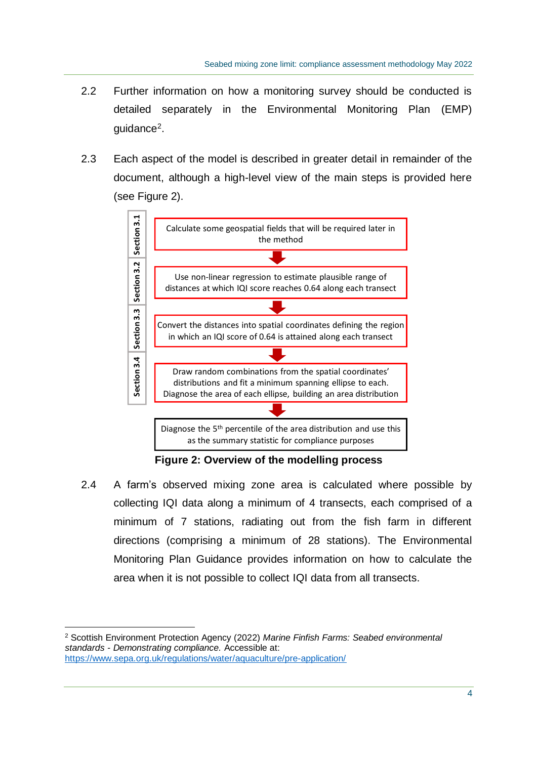2.2 Further information on how a monitoring survey should be conducted is detailed separately in the Environmental Monitoring Plan (EMP) guidance[2].

2.3 Each aspect of the model is described in greater detail in remainder of the document, although a high-level view of the main steps is provided here (see Figure 2).

| Section | Step |
| --- | --- |
| Section 3.1 | Calculate some geospatial fields that will be required later in the method |
| Section 3.2 | Use non-linear regression to estimate plausible range of distances at which IQI score reaches 0.64 along each transect |
| Section 3.3 | Convert the distances into spatial coordinates defining the region in which an IQI score of 0.64 is attained along each transect |
| Section 3.4 | Draw random combinations from the spatial coordinates' distributions and fit a minimum spanning ellipse to each. Diagnose the area of each ellipse, building an area distribution |
| | Diagnose the 5th percentile of the area distribution and use this as the summary statistic for compliance purposes |

**Figure 2: Overview of the modelling process**

2.4 A farm's observed mixing zone area is calculated where possible by collecting IQI data along a minimum of 4 transects, each comprised of a minimum of 7 stations, radiating out from the fish farm in different directions (comprising a minimum of 28 stations). The Environmental Monitoring Plan Guidance provides information on how to calculate the area when it is not possible to collect IQI data from all transects.

---

[2] Scottish Environment Protection Agency (2022) *Marine Finfish Farms: Seabed environmental standards - Demonstrating compliance.* Accessible at: https://www.sepa.org.uk/regulations/water/aquaculture/pre-application/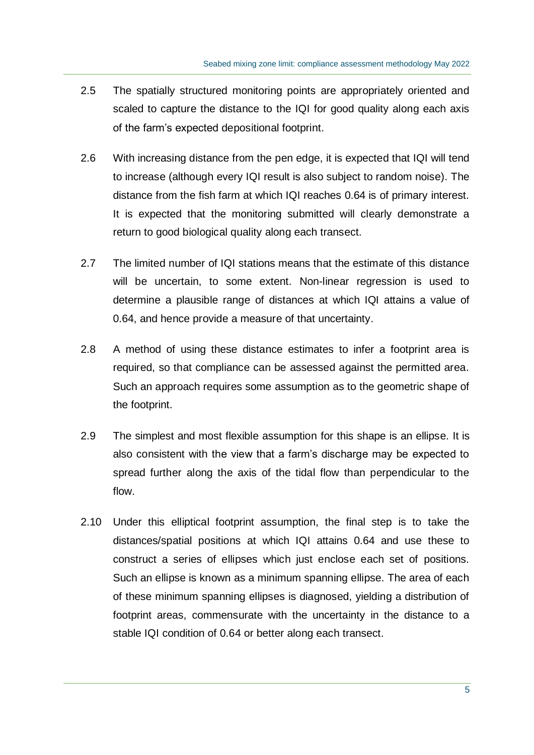2.5 The spatially structured monitoring points are appropriately oriented and scaled to capture the distance to the IQI for good quality along each axis of the farm's expected depositional footprint.

2.6 With increasing distance from the pen edge, it is expected that IQI will tend to increase (although every IQI result is also subject to random noise). The distance from the fish farm at which IQI reaches 0.64 is of primary interest. It is expected that the monitoring submitted will clearly demonstrate a return to good biological quality along each transect.

2.7 The limited number of IQI stations means that the estimate of this distance will be uncertain, to some extent. Non-linear regression is used to determine a plausible range of distances at which IQI attains a value of 0.64, and hence provide a measure of that uncertainty.

2.8 A method of using these distance estimates to infer a footprint area is required, so that compliance can be assessed against the permitted area. Such an approach requires some assumption as to the geometric shape of the footprint.

2.9 The simplest and most flexible assumption for this shape is an ellipse. It is also consistent with the view that a farm's discharge may be expected to spread further along the axis of the tidal flow than perpendicular to the flow.

2.10 Under this elliptical footprint assumption, the final step is to take the distances/spatial positions at which IQI attains 0.64 and use these to construct a series of ellipses which just enclose each set of positions. Such an ellipse is known as a minimum spanning ellipse. The area of each of these minimum spanning ellipses is diagnosed, yielding a distribution of footprint areas, commensurate with the uncertainty in the distance to a stable IQI condition of 0.64 or better along each transect.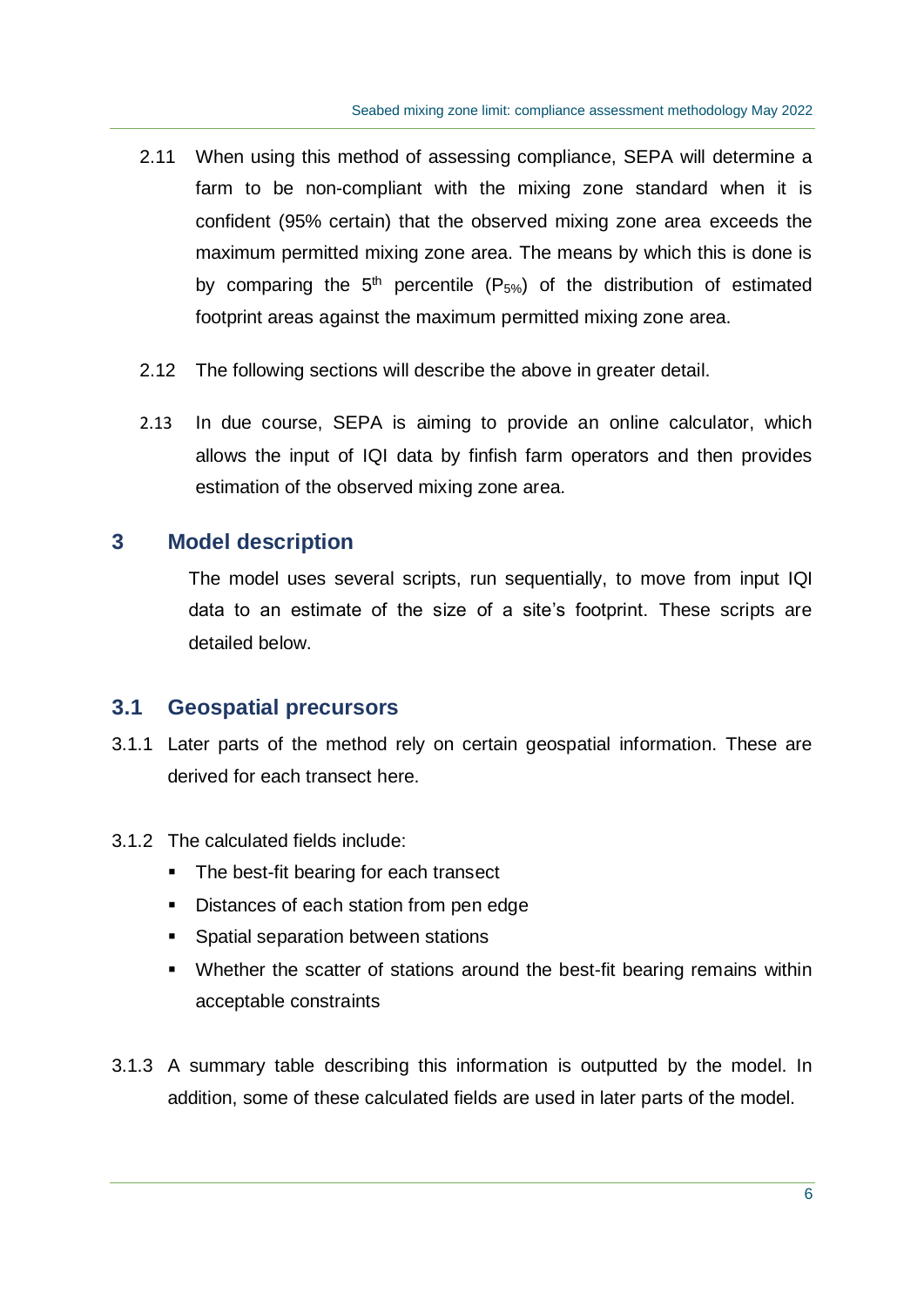2.11 When using this method of assessing compliance, SEPA will determine a farm to be non-compliant with the mixing zone standard when it is confident (95% certain) that the observed mixing zone area exceeds the maximum permitted mixing zone area. The means by which this is done is by comparing the 5th percentile ($P_{5\%}$) of the distribution of estimated footprint areas against the maximum permitted mixing zone area.

2.12 The following sections will describe the above in greater detail.

2.13 In due course, SEPA is aiming to provide an online calculator, which allows the input of IQI data by finfish farm operators and then provides estimation of the observed mixing zone area.

## 3 Model description

The model uses several scripts, run sequentially, to move from input IQI data to an estimate of the size of a site's footprint. These scripts are detailed below.

### 3.1 Geospatial precursors

3.1.1 Later parts of the method rely on certain geospatial information. These are derived for each transect here.

3.1.2 The calculated fields include:

- The best-fit bearing for each transect
- Distances of each station from pen edge
- Spatial separation between stations
- Whether the scatter of stations around the best-fit bearing remains within acceptable constraints

3.1.3 A summary table describing this information is outputted by the model. In addition, some of these calculated fields are used in later parts of the model.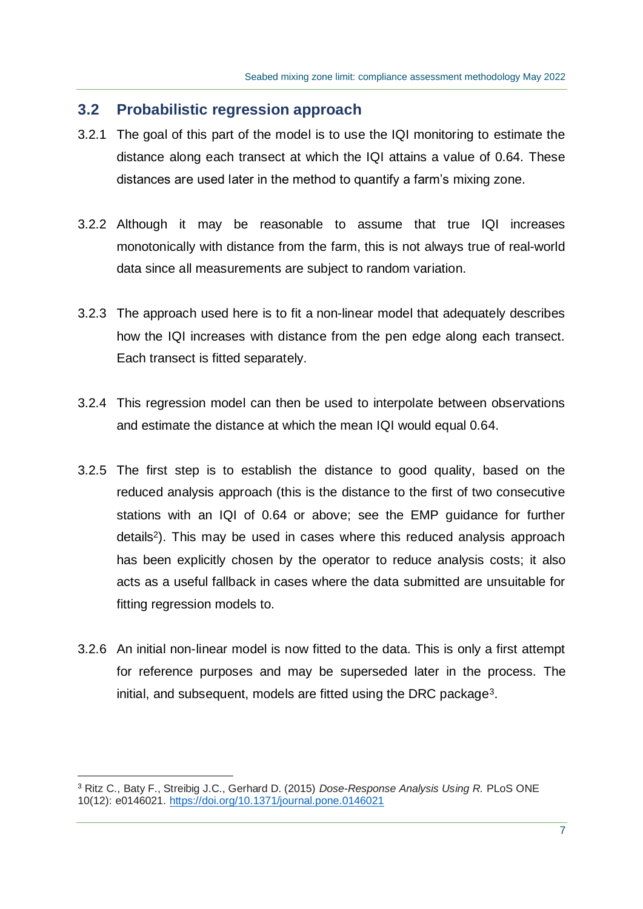## 3.2 Probabilistic regression approach

3.2.1 The goal of this part of the model is to use the IQI monitoring to estimate the distance along each transect at which the IQI attains a value of 0.64. These distances are used later in the method to quantify a farm's mixing zone.

3.2.2 Although it may be reasonable to assume that true IQI increases monotonically with distance from the farm, this is not always true of real-world data since all measurements are subject to random variation.

3.2.3 The approach used here is to fit a non-linear model that adequately describes how the IQI increases with distance from the pen edge along each transect. Each transect is fitted separately.

3.2.4 This regression model can then be used to interpolate between observations and estimate the distance at which the mean IQI would equal 0.64.

3.2.5 The first step is to establish the distance to good quality, based on the reduced analysis approach (this is the distance to the first of two consecutive stations with an IQI of 0.64 or above; see the EMP guidance for further details[2]). This may be used in cases where this reduced analysis approach has been explicitly chosen by the operator to reduce analysis costs; it also acts as a useful fallback in cases where the data submitted are unsuitable for fitting regression models to.

3.2.6 An initial non-linear model is now fitted to the data. This is only a first attempt for reference purposes and may be superseded later in the process. The initial, and subsequent, models are fitted using the DRC package[3].

[3] Ritz C., Baty F., Streibig J.C., Gerhard D. (2015) *Dose-Response Analysis Using R.* PLoS ONE 10(12): e0146021. https://doi.org/10.1371/journal.pone.0146021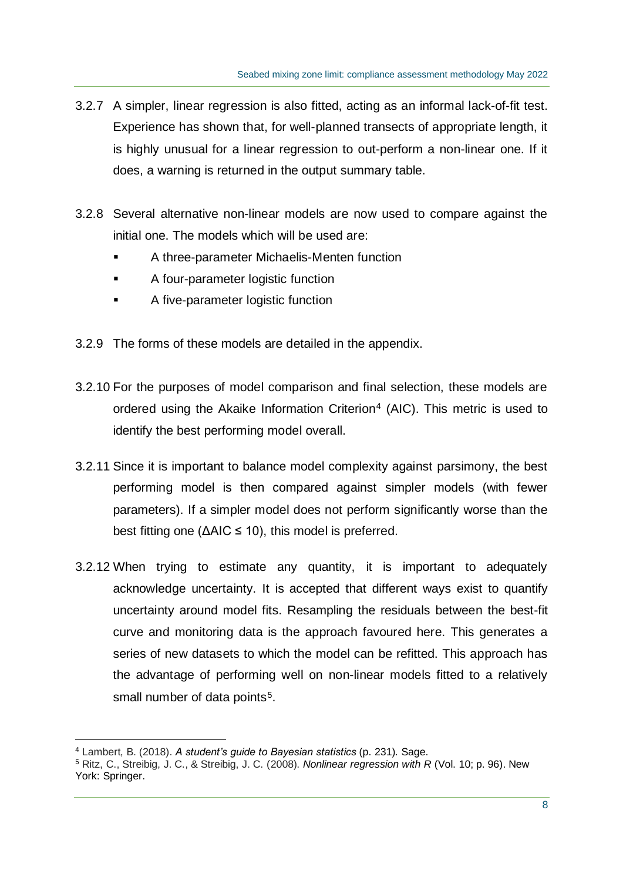3.2.7 A simpler, linear regression is also fitted, acting as an informal lack-of-fit test. Experience has shown that, for well-planned transects of appropriate length, it is highly unusual for a linear regression to out-perform a non-linear one. If it does, a warning is returned in the output summary table.

3.2.8 Several alternative non-linear models are now used to compare against the initial one. The models which will be used are:

- A three-parameter Michaelis-Menten function
- A four-parameter logistic function
- A five-parameter logistic function

3.2.9 The forms of these models are detailed in the appendix.

3.2.10 For the purposes of model comparison and final selection, these models are ordered using the Akaike Information Criterion[4] (AIC). This metric is used to identify the best performing model overall.

3.2.11 Since it is important to balance model complexity against parsimony, the best performing model is then compared against simpler models (with fewer parameters). If a simpler model does not perform significantly worse than the best fitting one ($\Delta AIC \leq 10$), this model is preferred.

3.2.12 When trying to estimate any quantity, it is important to adequately acknowledge uncertainty. It is accepted that different ways exist to quantify uncertainty around model fits. Resampling the residuals between the best-fit curve and monitoring data is the approach favoured here. This generates a series of new datasets to which the model can be refitted. This approach has the advantage of performing well on non-linear models fitted to a relatively small number of data points[5].

[4] Lambert, B. (2018). *A student's guide to Bayesian statistics* (p. 231). Sage.

[5] Ritz, C., Streibig, J. C., & Streibig, J. C. (2008). *Nonlinear regression with R* (Vol. 10; p. 96). New York: Springer.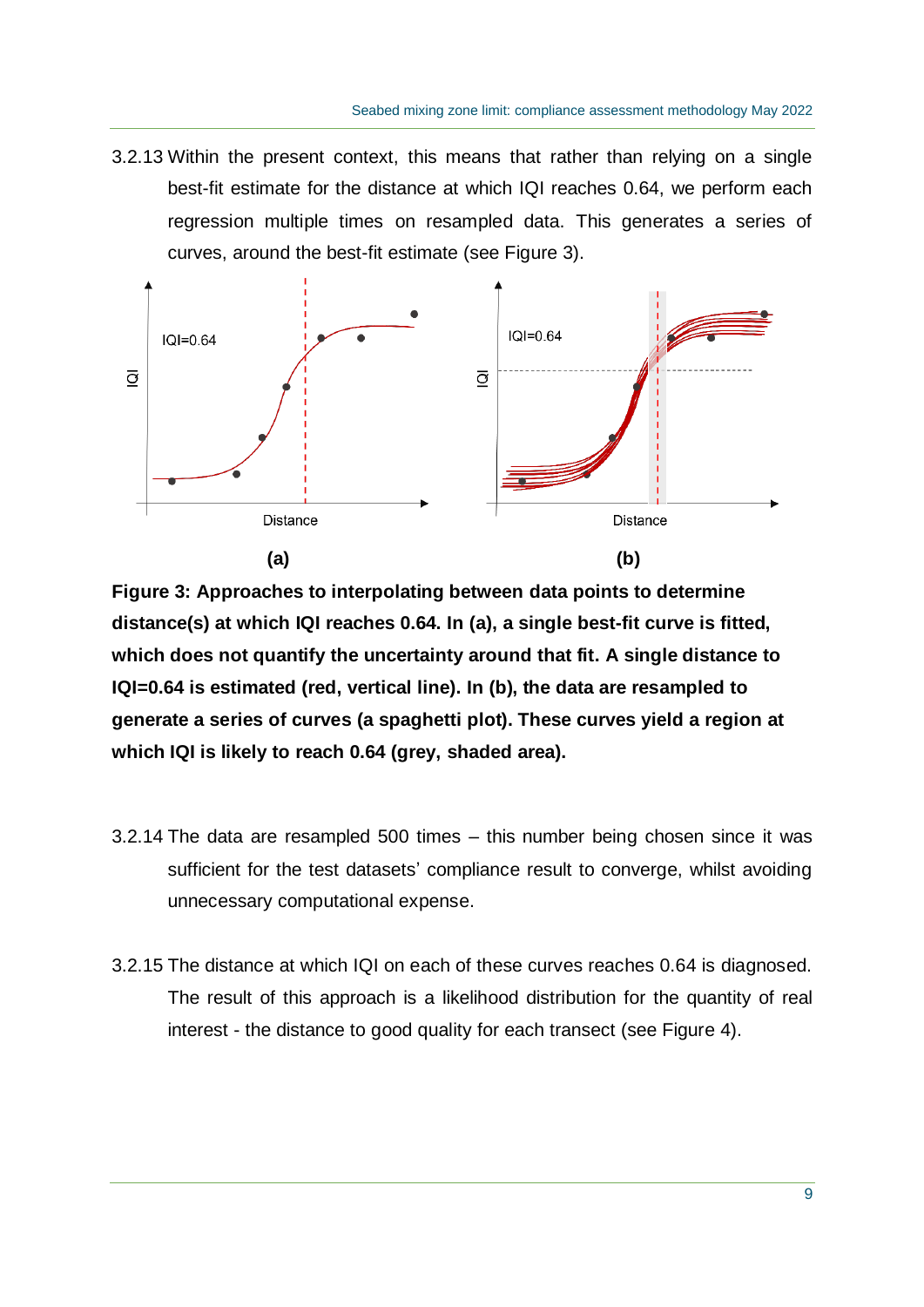3.2.13 Within the present context, this means that rather than relying on a single best-fit estimate for the distance at which IQI reaches 0.64, we perform each regression multiple times on resampled data. This generates a series of curves, around the best-fit estimate (see Figure 3).

**Figure 3: Approaches to interpolating between data points to determine distance(s) at which IQI reaches 0.64. In (a), a single best-fit curve is fitted, which does not quantify the uncertainty around that fit. A single distance to IQI=0.64 is estimated (red, vertical line). In (b), the data are resampled to generate a series of curves (a spaghetti plot). These curves yield a region at which IQI is likely to reach 0.64 (grey, shaded area).**

3.2.14 The data are resampled 500 times – this number being chosen since it was sufficient for the test datasets' compliance result to converge, whilst avoiding unnecessary computational expense.

3.2.15 The distance at which IQI on each of these curves reaches 0.64 is diagnosed. The result of this approach is a likelihood distribution for the quantity of real interest - the distance to good quality for each transect (see Figure 4).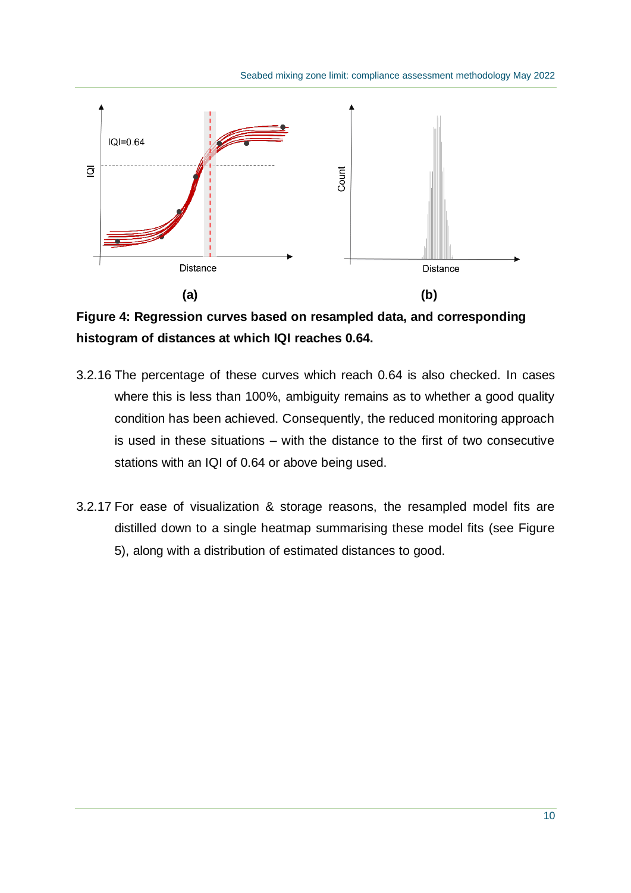**Figure 4: Regression curves based on resampled data, and corresponding histogram of distances at which IQI reaches 0.64.**

3.2.16 The percentage of these curves which reach 0.64 is also checked. In cases where this is less than 100%, ambiguity remains as to whether a good quality condition has been achieved. Consequently, the reduced monitoring approach is used in these situations – with the distance to the first of two consecutive stations with an IQI of 0.64 or above being used.

3.2.17 For ease of visualization & storage reasons, the resampled model fits are distilled down to a single heatmap summarising these model fits (see Figure 5), along with a distribution of estimated distances to good.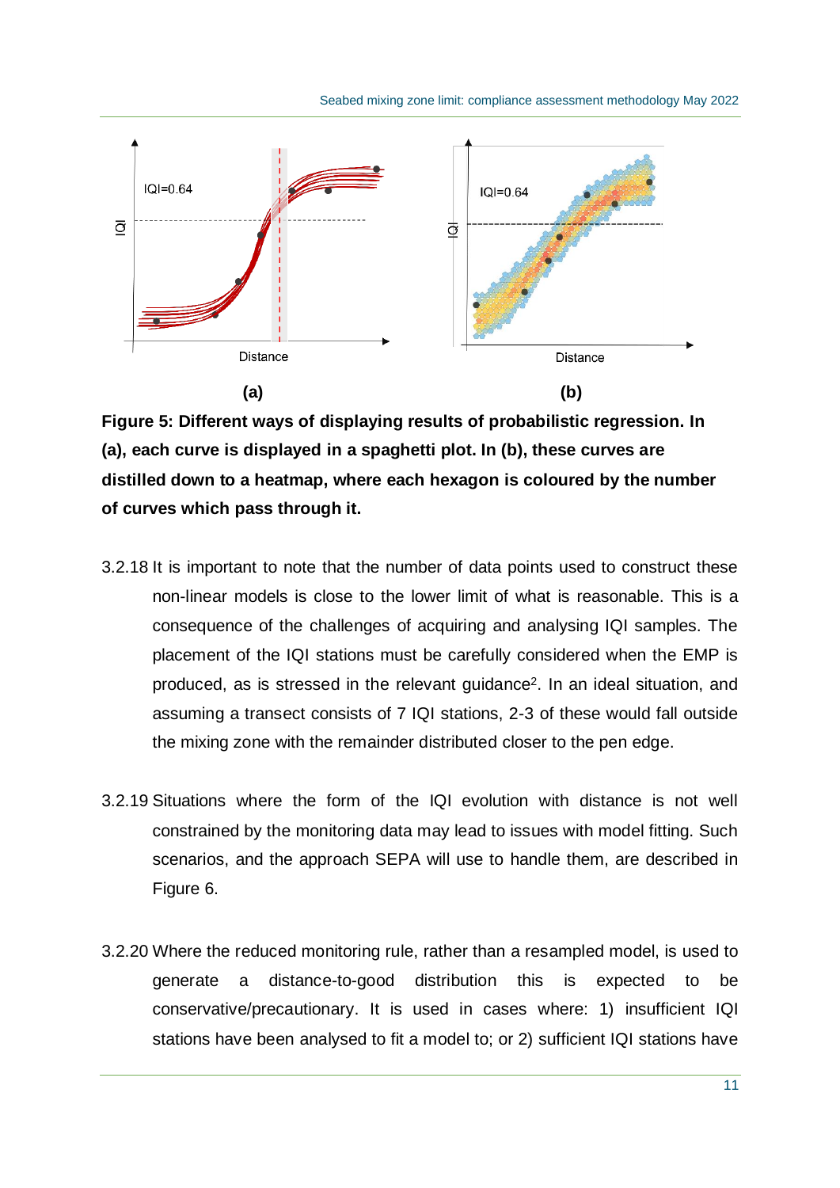**Figure 5: Different ways of displaying results of probabilistic regression. In (a), each curve is displayed in a spaghetti plot. In (b), these curves are distilled down to a heatmap, where each hexagon is coloured by the number of curves which pass through it.**

3.2.18 It is important to note that the number of data points used to construct these non-linear models is close to the lower limit of what is reasonable. This is a consequence of the challenges of acquiring and analysing IQI samples. The placement of the IQI stations must be carefully considered when the EMP is produced, as is stressed in the relevant guidance[2]. In an ideal situation, and assuming a transect consists of 7 IQI stations, 2-3 of these would fall outside the mixing zone with the remainder distributed closer to the pen edge.

3.2.19 Situations where the form of the IQI evolution with distance is not well constrained by the monitoring data may lead to issues with model fitting. Such scenarios, and the approach SEPA will use to handle them, are described in Figure 6.

3.2.20 Where the reduced monitoring rule, rather than a resampled model, is used to generate a distance-to-good distribution this is expected to be conservative/precautionary. It is used in cases where: 1) insufficient IQI stations have been analysed to fit a model to; or 2) sufficient IQI stations have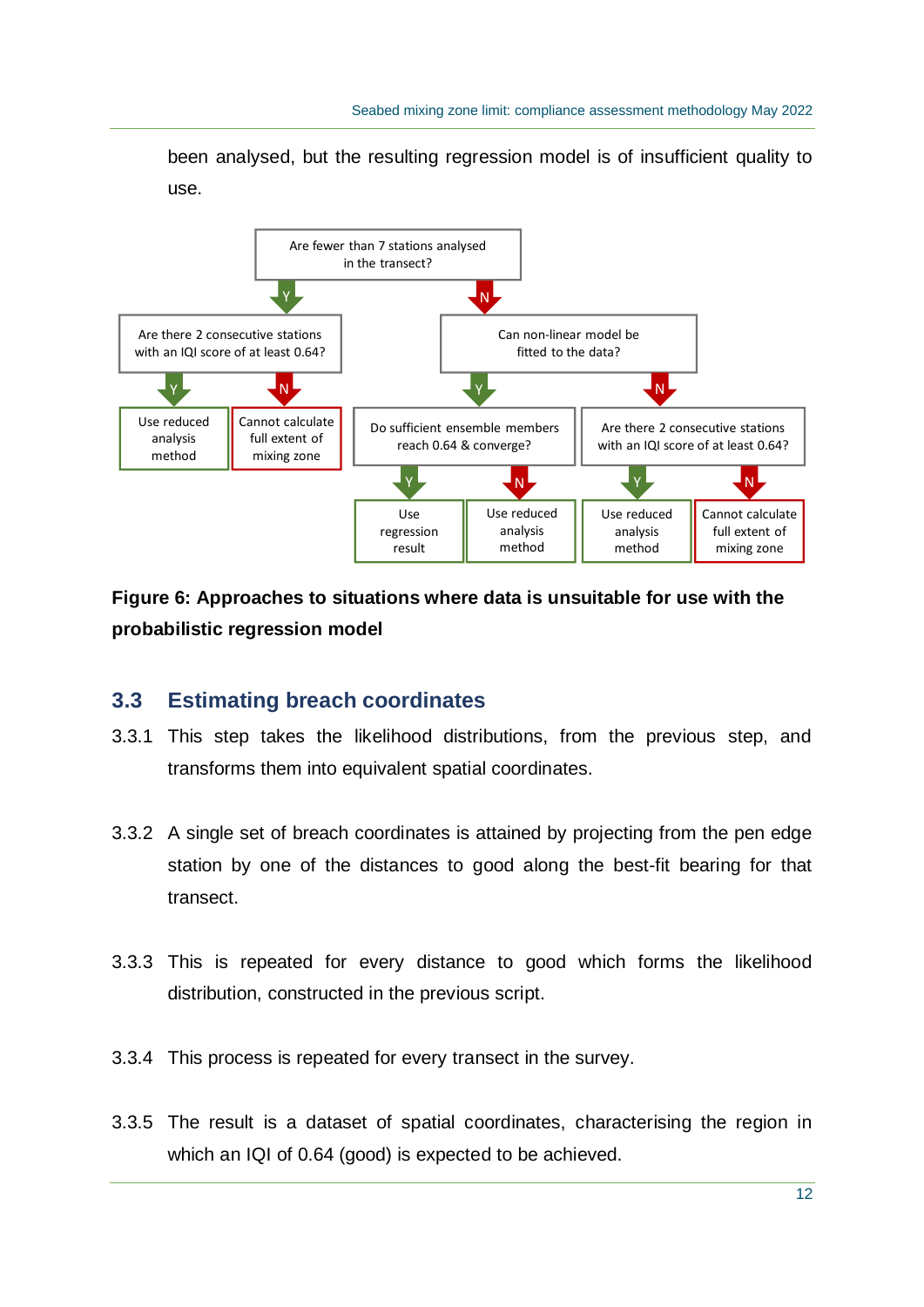been analysed, but the resulting regression model is of insufficient quality to use.

- Are fewer than 7 stations analysed in the transect?
  - **Y**: Are there 2 consecutive stations with an IQI score of at least 0.64?
    - **Y**: Use reduced analysis method
    - **N**: Cannot calculate full extent of mixing zone
  - **N**: Can non-linear model be fitted to the data?
    - **Y**: Do sufficient ensemble members reach 0.64 & converge?
      - **Y**: Use regression result
      - **N**: Use reduced analysis method
    - **N**: Are there 2 consecutive stations with an IQI score of at least 0.64?
      - **Y**: Use reduced analysis method
      - **N**: Cannot calculate full extent of mixing zone

**Figure 6: Approaches to situations where data is unsuitable for use with the probabilistic regression model**

## 3.3 Estimating breach coordinates

3.3.1 This step takes the likelihood distributions, from the previous step, and transforms them into equivalent spatial coordinates.

3.3.2 A single set of breach coordinates is attained by projecting from the pen edge station by one of the distances to good along the best-fit bearing for that transect.

3.3.3 This is repeated for every distance to good which forms the likelihood distribution, constructed in the previous script.

3.3.4 This process is repeated for every transect in the survey.

3.3.5 The result is a dataset of spatial coordinates, characterising the region in which an IQI of 0.64 (good) is expected to be achieved.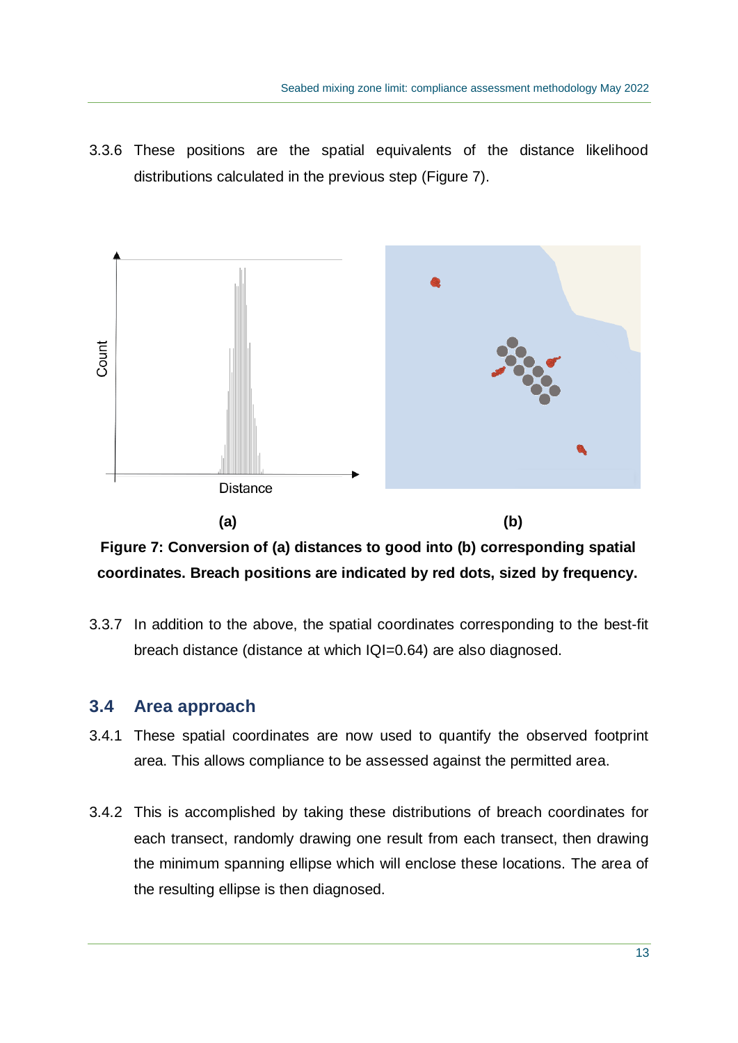3.3.6 These positions are the spatial equivalents of the distance likelihood distributions calculated in the previous step (Figure 7).

**(a)** **(b)**

**Figure 7: Conversion of (a) distances to good into (b) corresponding spatial coordinates. Breach positions are indicated by red dots, sized by frequency.**

3.3.7 In addition to the above, the spatial coordinates corresponding to the best-fit breach distance (distance at which IQI=0.64) are also diagnosed.

## 3.4 Area approach

3.4.1 These spatial coordinates are now used to quantify the observed footprint area. This allows compliance to be assessed against the permitted area.

3.4.2 This is accomplished by taking these distributions of breach coordinates for each transect, randomly drawing one result from each transect, then drawing the minimum spanning ellipse which will enclose these locations. The area of the resulting ellipse is then diagnosed.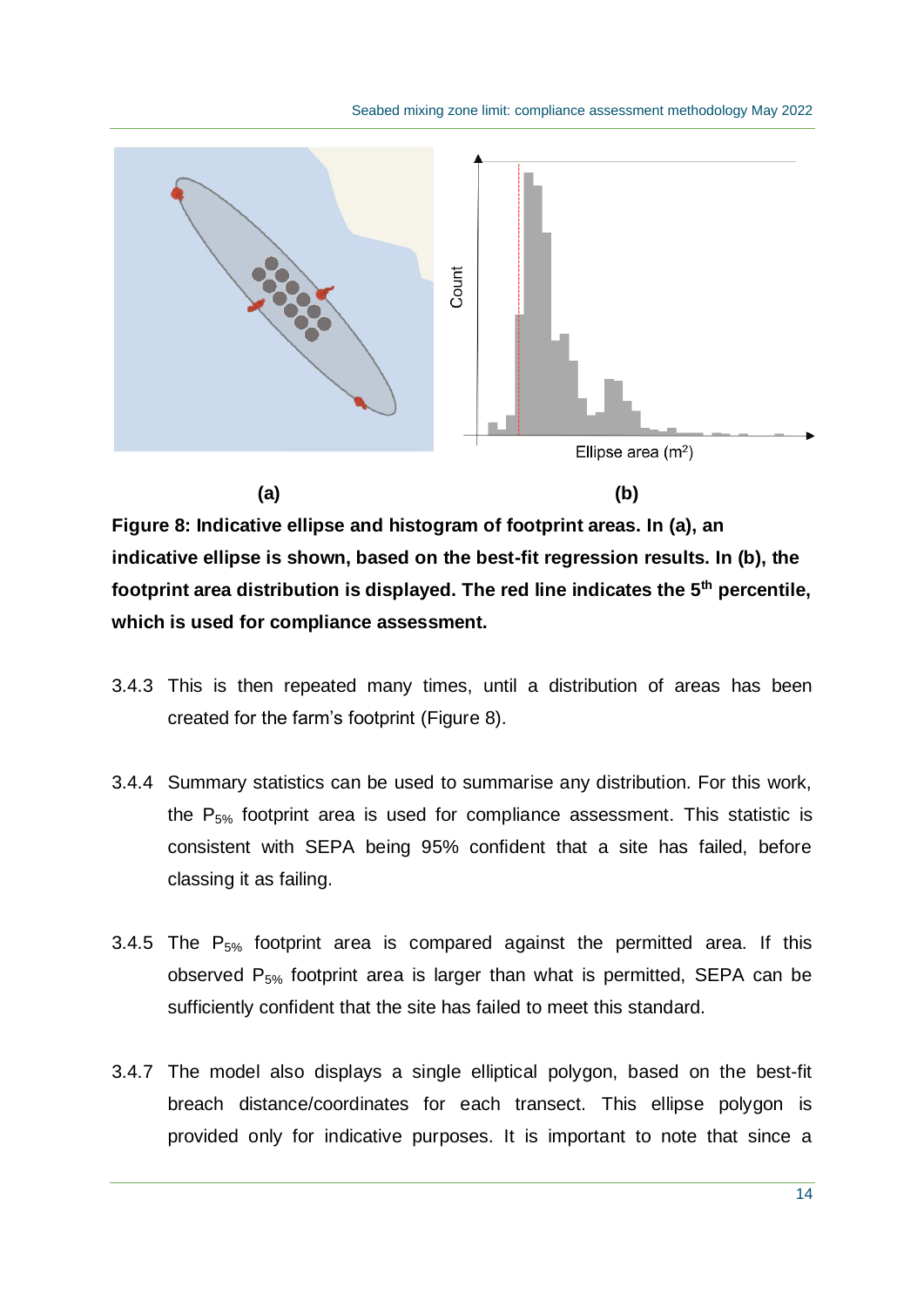**Figure 8: Indicative ellipse and histogram of footprint areas. In (a), an indicative ellipse is shown, based on the best-fit regression results. In (b), the footprint area distribution is displayed. The red line indicates the 5th percentile, which is used for compliance assessment.**

3.4.3 This is then repeated many times, until a distribution of areas has been created for the farm's footprint (Figure 8).

3.4.4 Summary statistics can be used to summarise any distribution. For this work, the $P_{5\%}$ footprint area is used for compliance assessment. This statistic is consistent with SEPA being 95% confident that a site has failed, before classing it as failing.

3.4.5 The $P_{5\%}$ footprint area is compared against the permitted area. If this observed $P_{5\%}$ footprint area is larger than what is permitted, SEPA can be sufficiently confident that the site has failed to meet this standard.

3.4.7 The model also displays a single elliptical polygon, based on the best-fit breach distance/coordinates for each transect. This ellipse polygon is provided only for indicative purposes. It is important to note that since a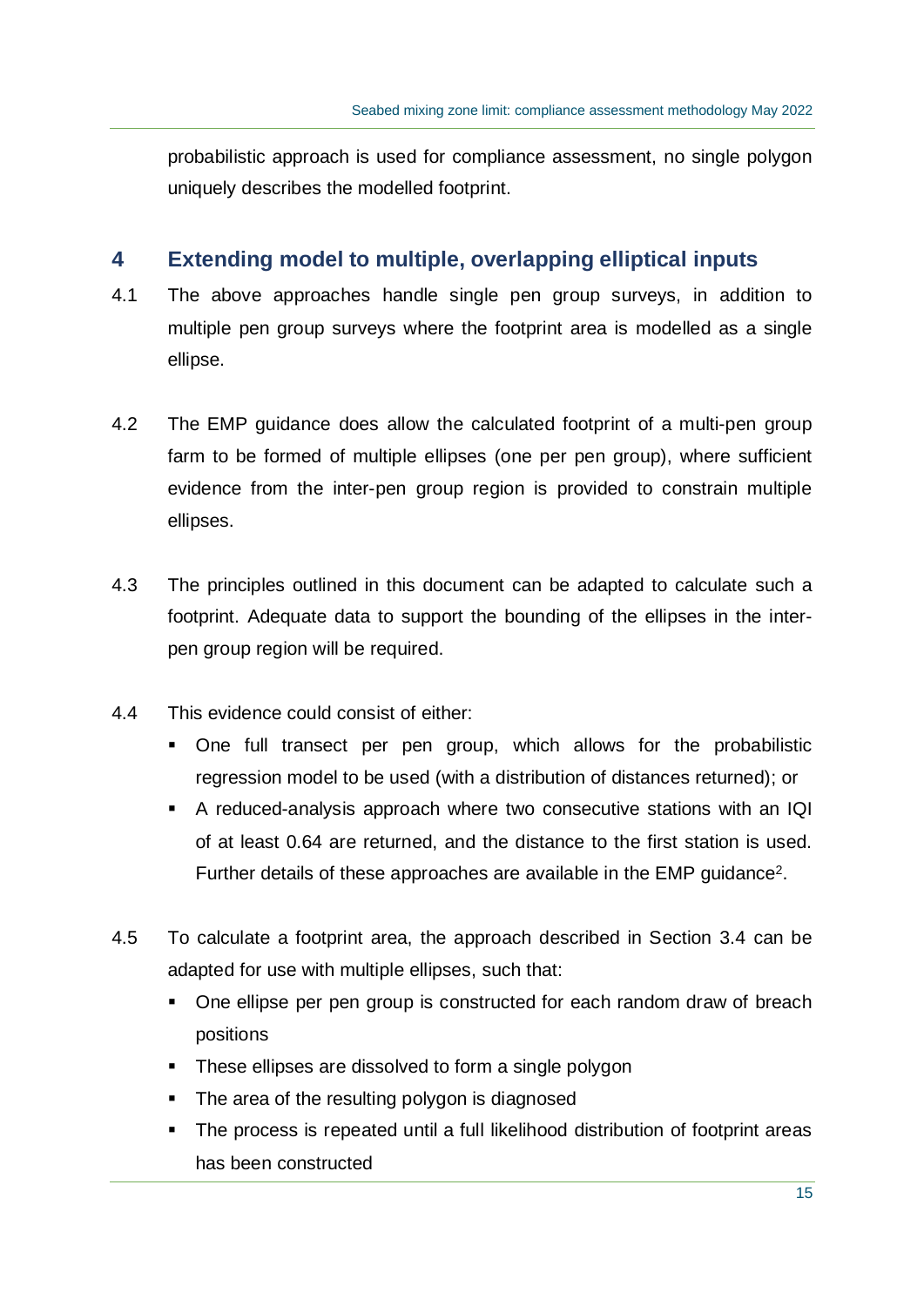probabilistic approach is used for compliance assessment, no single polygon uniquely describes the modelled footprint.

## 4 Extending model to multiple, overlapping elliptical inputs

4.1 The above approaches handle single pen group surveys, in addition to multiple pen group surveys where the footprint area is modelled as a single ellipse.

4.2 The EMP guidance does allow the calculated footprint of a multi-pen group farm to be formed of multiple ellipses (one per pen group), where sufficient evidence from the inter-pen group region is provided to constrain multiple ellipses.

4.3 The principles outlined in this document can be adapted to calculate such a footprint. Adequate data to support the bounding of the ellipses in the inter-pen group region will be required.

4.4 This evidence could consist of either:

- One full transect per pen group, which allows for the probabilistic regression model to be used (with a distribution of distances returned); or
- A reduced-analysis approach where two consecutive stations with an IQI of at least 0.64 are returned, and the distance to the first station is used. Further details of these approaches are available in the EMP guidance[2].

4.5 To calculate a footprint area, the approach described in Section 3.4 can be adapted for use with multiple ellipses, such that:

- One ellipse per pen group is constructed for each random draw of breach positions
- These ellipses are dissolved to form a single polygon
- The area of the resulting polygon is diagnosed
- The process is repeated until a full likelihood distribution of footprint areas has been constructed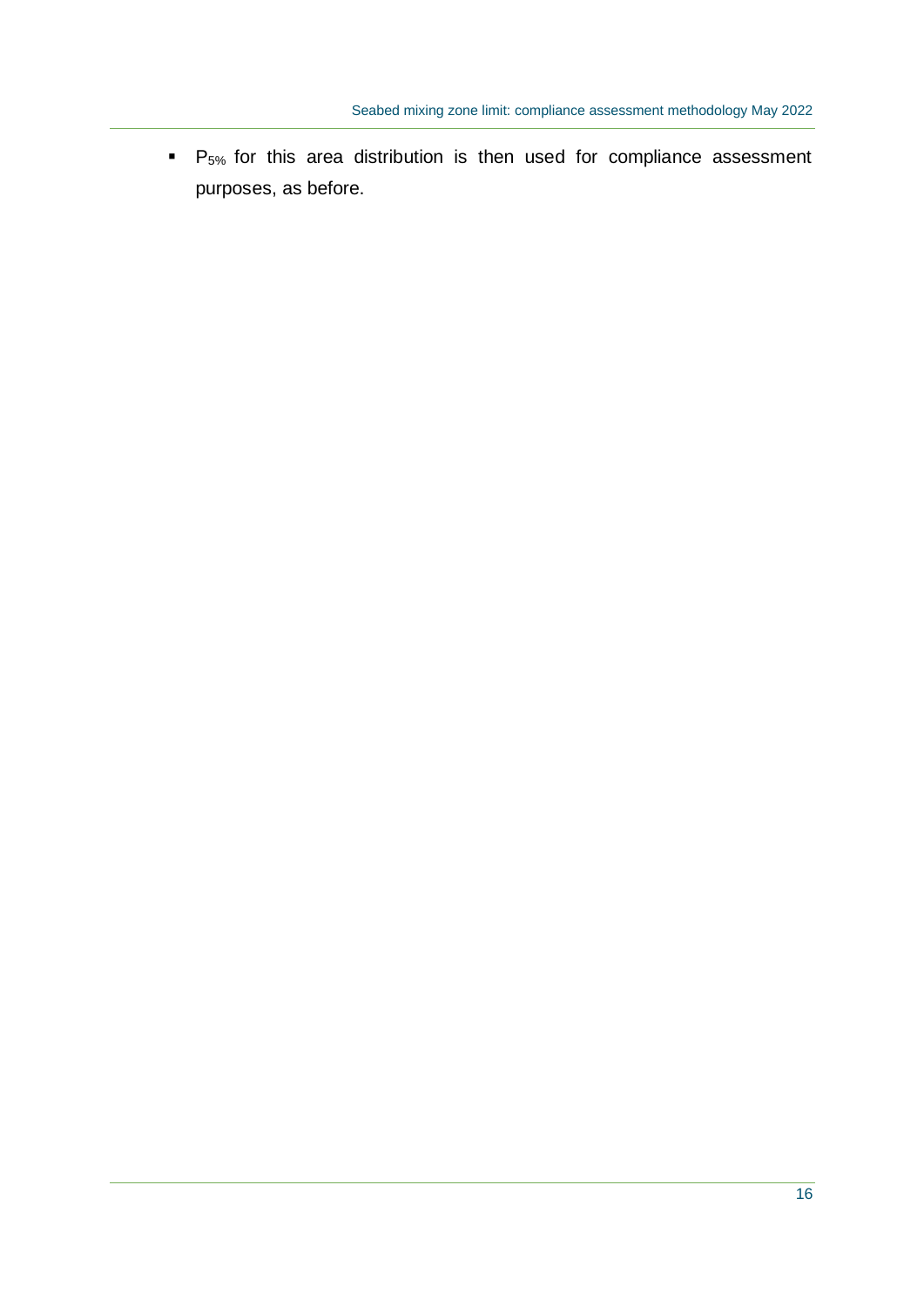- $P_{5\%}$ for this area distribution is then used for compliance assessment purposes, as before.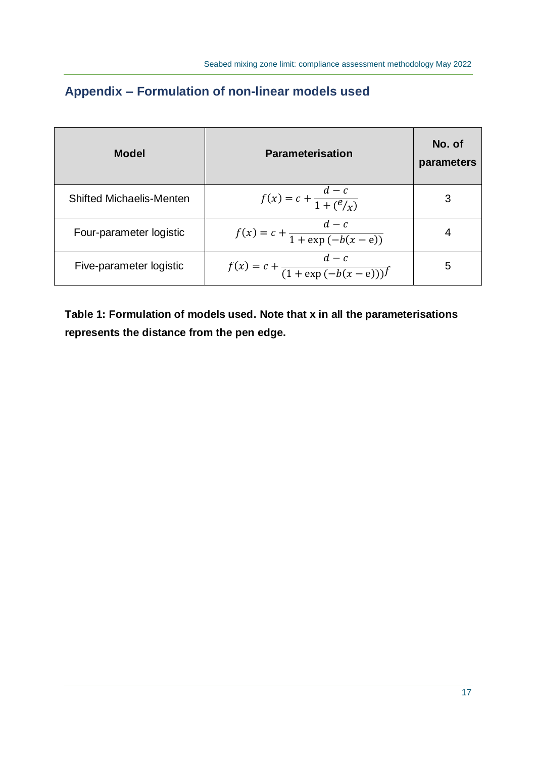## Appendix – Formulation of non-linear models used

| Model | Parameterisation | No. of parameters |
|---|---|---|
| Shifted Michaelis-Menten | $f(x) = c + \frac{d - c}{1 + (^{e}/_{x})}$ | 3 |
| Four-parameter logistic | $f(x) = c + \frac{d - c}{1 + \exp(-b(x - \mathrm{e}))}$ | 4 |
| Five-parameter logistic | $f(x) = c + \frac{d - c}{(1 + \exp(-b(x - \mathrm{e})))^{f}}$ | 5 |

**Table 1: Formulation of models used. Note that x in all the parameterisations represents the distance from the pen edge.**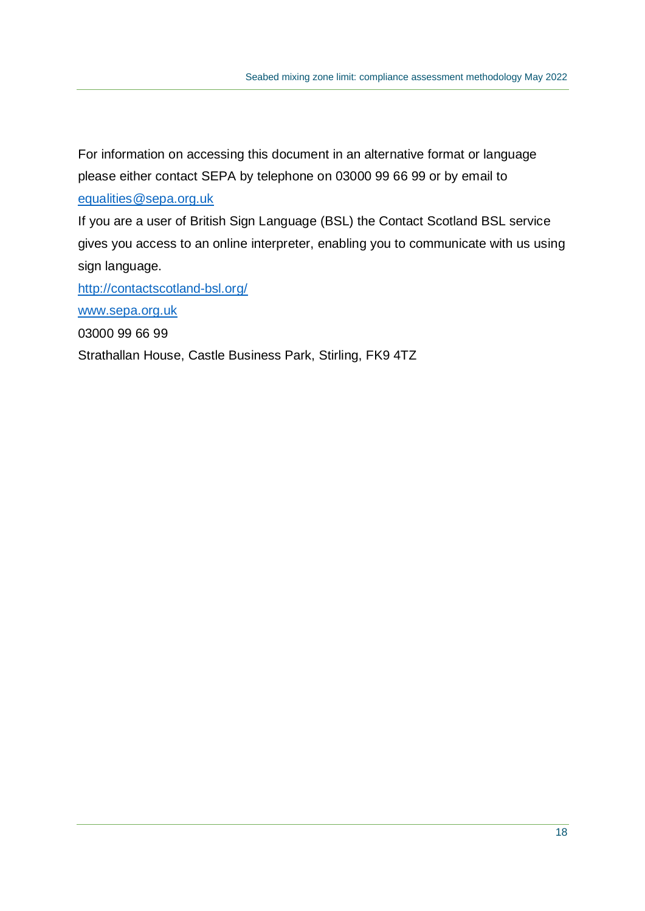For information on accessing this document in an alternative format or language please either contact SEPA by telephone on 03000 99 66 99 or by email to [equalities@sepa.org.uk](mailto:equalities@sepa.org.uk)

If you are a user of British Sign Language (BSL) the Contact Scotland BSL service gives you access to an online interpreter, enabling you to communicate with us using sign language.

[http://contactscotland-bsl.org/](http://contactscotland-bsl.org/)

[www.sepa.org.uk](http://www.sepa.org.uk)

03000 99 66 99

Strathallan House, Castle Business Park, Stirling, FK9 4TZ